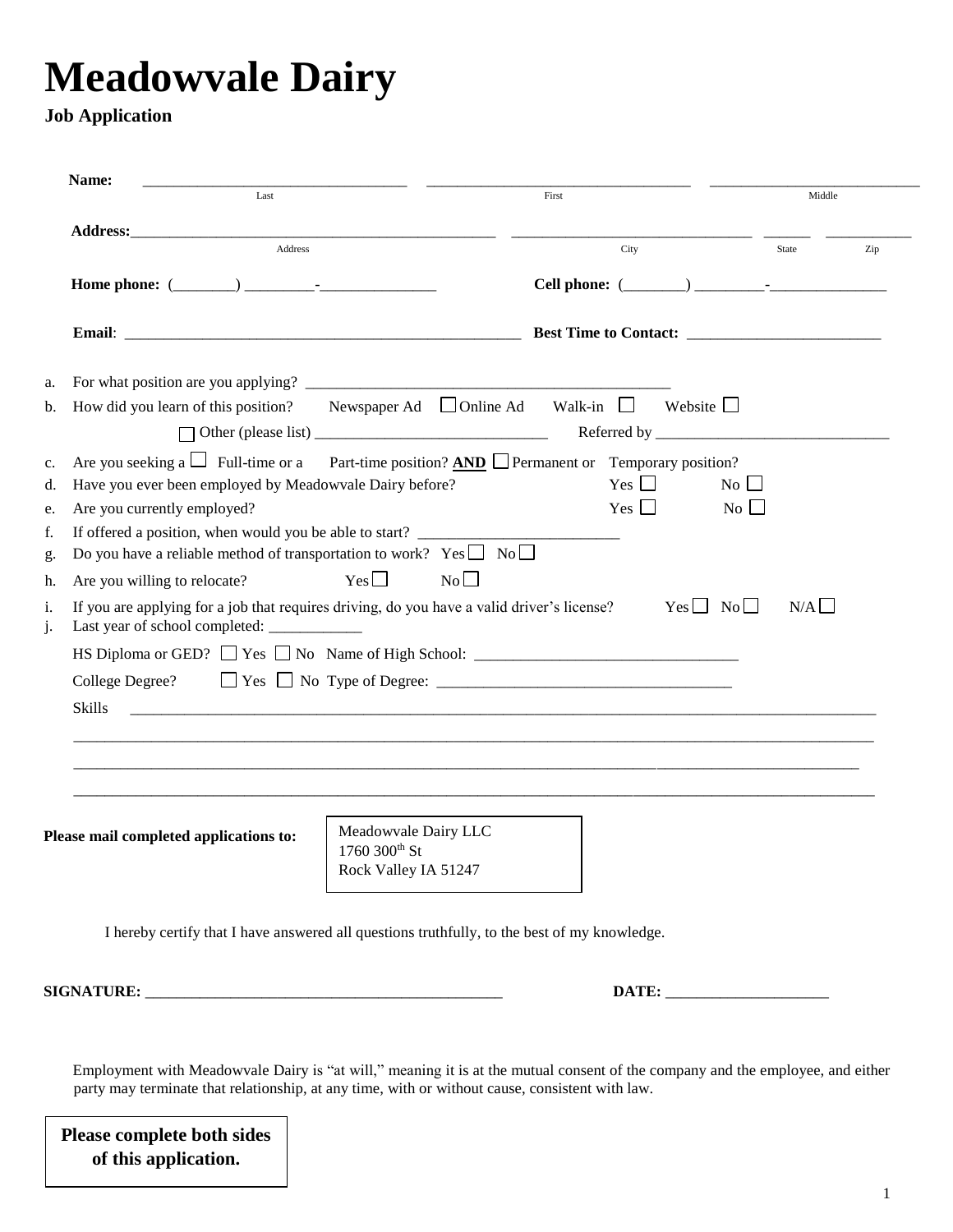# Meadowvale Dairy

**Job Application**

**Name:** ______________________ (Last) ______________________ (First) ______________________ (Middle)

**Address:** ______________________ (Address) ______________________ (City) ______ (State) ______ (Zip)

**Home phone:** (________) ________-______________ **Cell phone:** (________) ________-______________

**Email:** ______________________ **Best Time to Contact:** ______________________

a. For what position are you applying? ______________________

b. How did you learn of this position? Newspaper Ad ☐ Online Ad Walk-in ☐ Website ☐

☐ Other (please list) ______________________ Referred by ______________________

c. Are you seeking a ☐ Full-time or a Part-time position? **AND** ☐ Permanent or Temporary position?

d. Have you ever been employed by Meadowvale Dairy before? Yes ☐ No ☐

e. Are you currently employed? Yes ☐ No ☐

f. If offered a position, when would you be able to start? ______________________

g. Do you have a reliable method of transportation to work? Yes ☐ No ☐

h. Are you willing to relocate? Yes ☐ No ☐

i. If you are applying for a job that requires driving, do you have a valid driver's license? Yes ☐ No ☐ N/A ☐

j. Last year of school completed: ____________

HS Diploma or GED? ☐ Yes ☐ No Name of High School: ______________________

College Degree? ☐ Yes ☐ No Type of Degree: ______________________

Skills ______________________________________________

______________________________________________

______________________________________________

______________________________________________

**Please mail completed applications to:**

Meadowvale Dairy LLC
1760 300th St
Rock Valley IA 51247

I hereby certify that I have answered all questions truthfully, to the best of my knowledge.

**SIGNATURE:** ______________________ **DATE:** ______________________

Employment with Meadowvale Dairy is "at will," meaning it is at the mutual consent of the company and the employee, and either party may terminate that relationship, at any time, with or without cause, consistent with law.

**Please complete both sides of this application.**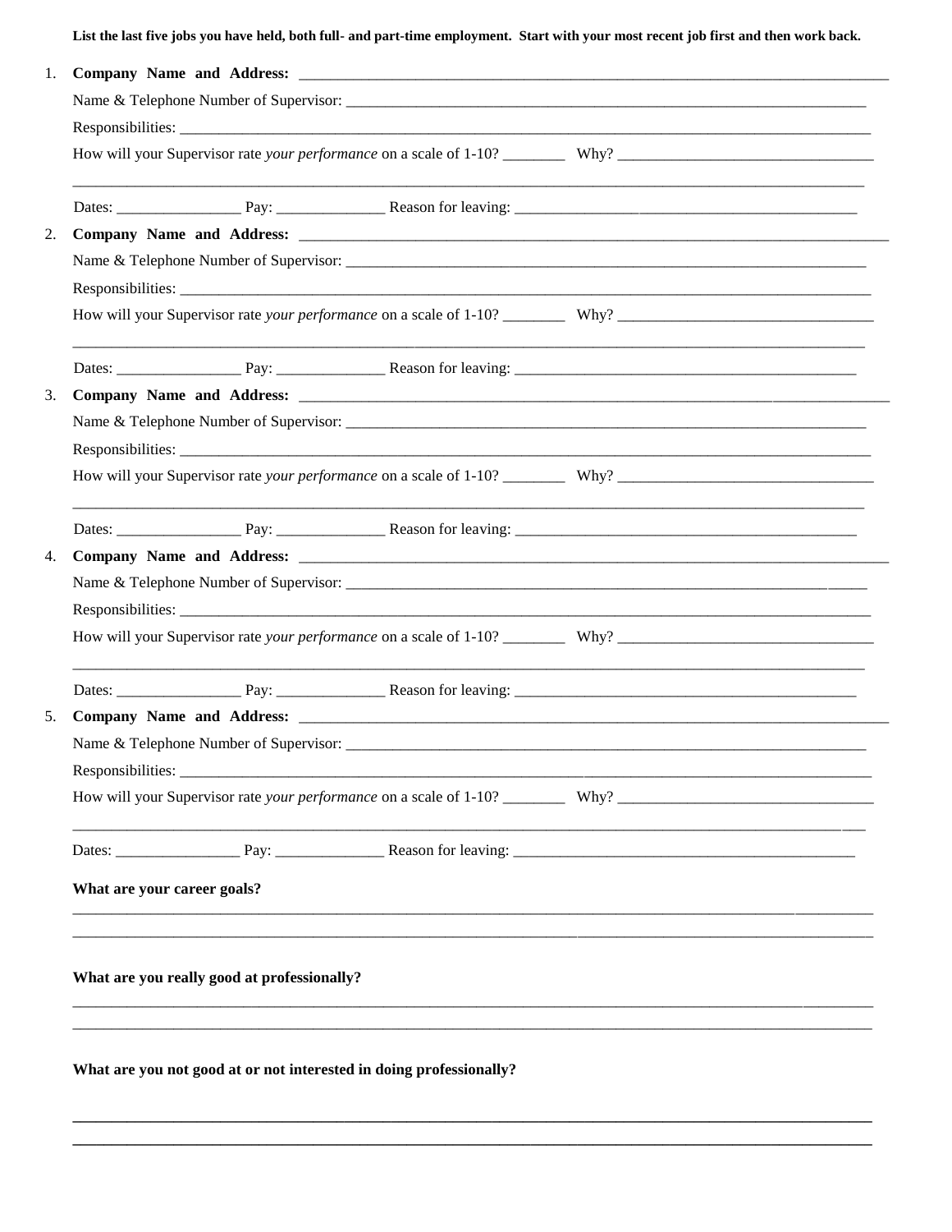**List the last five jobs you have held, both full- and part-time employment. Start with your most recent job first and then work back.**

1. **Company Name and Address:** ______________________________________________

   Name & Telephone Number of Supervisor: ______________________________________________

   Responsibilities: ______________________________________________

   How will your Supervisor rate *your performance* on a scale of 1-10? ________ Why? ______________________________

   ______________________________________________

   Dates: ________________ Pay: ______________ Reason for leaving: ______________________________

2. **Company Name and Address:** ______________________________________________

   Name & Telephone Number of Supervisor: ______________________________________________

   Responsibilities: ______________________________________________

   How will your Supervisor rate *your performance* on a scale of 1-10? ________ Why? ______________________________

   ______________________________________________

   Dates: ________________ Pay: ______________ Reason for leaving: ______________________________

3. **Company Name and Address:** ______________________________________________

   Name & Telephone Number of Supervisor: ______________________________________________

   Responsibilities: ______________________________________________

   How will your Supervisor rate *your performance* on a scale of 1-10? ________ Why? ______________________________

   ______________________________________________

   Dates: ________________ Pay: ______________ Reason for leaving: ______________________________

4. **Company Name and Address:** ______________________________________________

   Name & Telephone Number of Supervisor: ______________________________________________

   Responsibilities: ______________________________________________

   How will your Supervisor rate *your performance* on a scale of 1-10? ________ Why? ______________________________

   ______________________________________________

   Dates: ________________ Pay: ______________ Reason for leaving: ______________________________

5. **Company Name and Address:** ______________________________________________

   Name & Telephone Number of Supervisor: ______________________________________________

   Responsibilities: ______________________________________________

   How will your Supervisor rate *your performance* on a scale of 1-10? ________ Why? ______________________________

   ______________________________________________

   Dates: ________________ Pay: ______________ Reason for leaving: ______________________________

**What are your career goals?**

______________________________________________

______________________________________________

**What are you really good at professionally?**

______________________________________________

______________________________________________

**What are you not good at or not interested in doing professionally?**

______________________________________________

______________________________________________